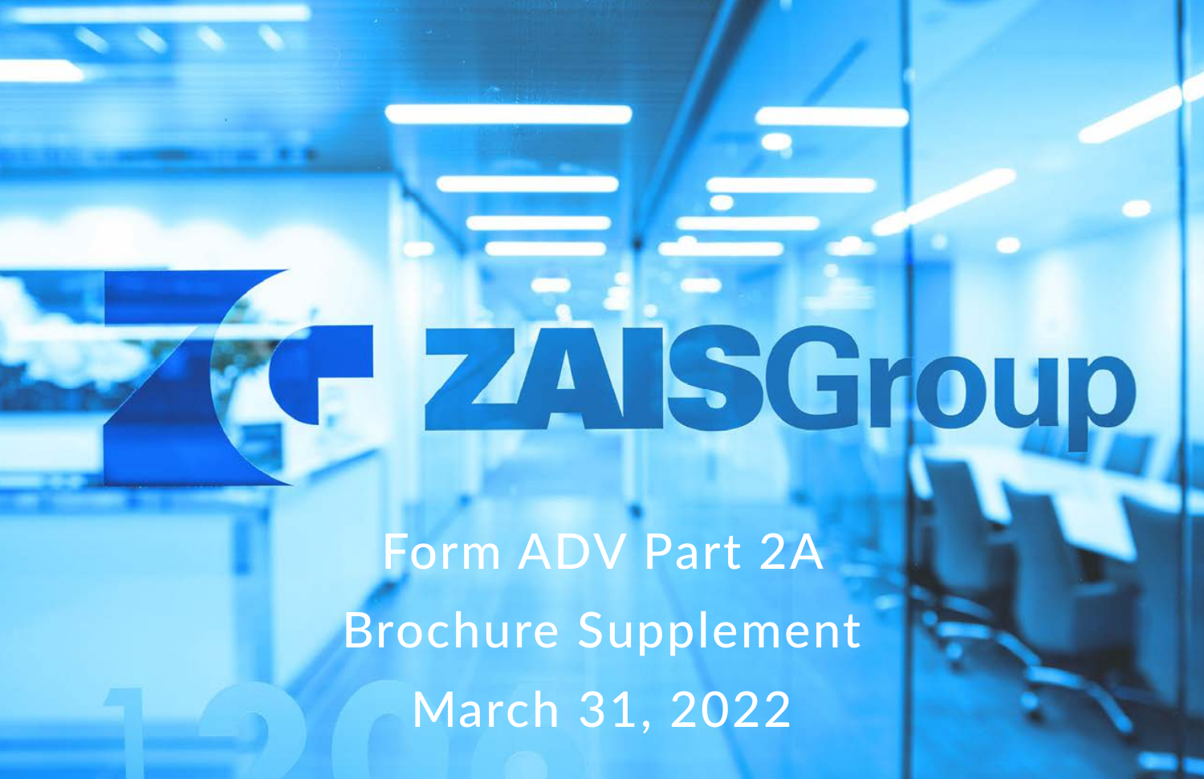ZAISGroup

# Form ADV Part 2A Brochure Supplement

March 31, 2022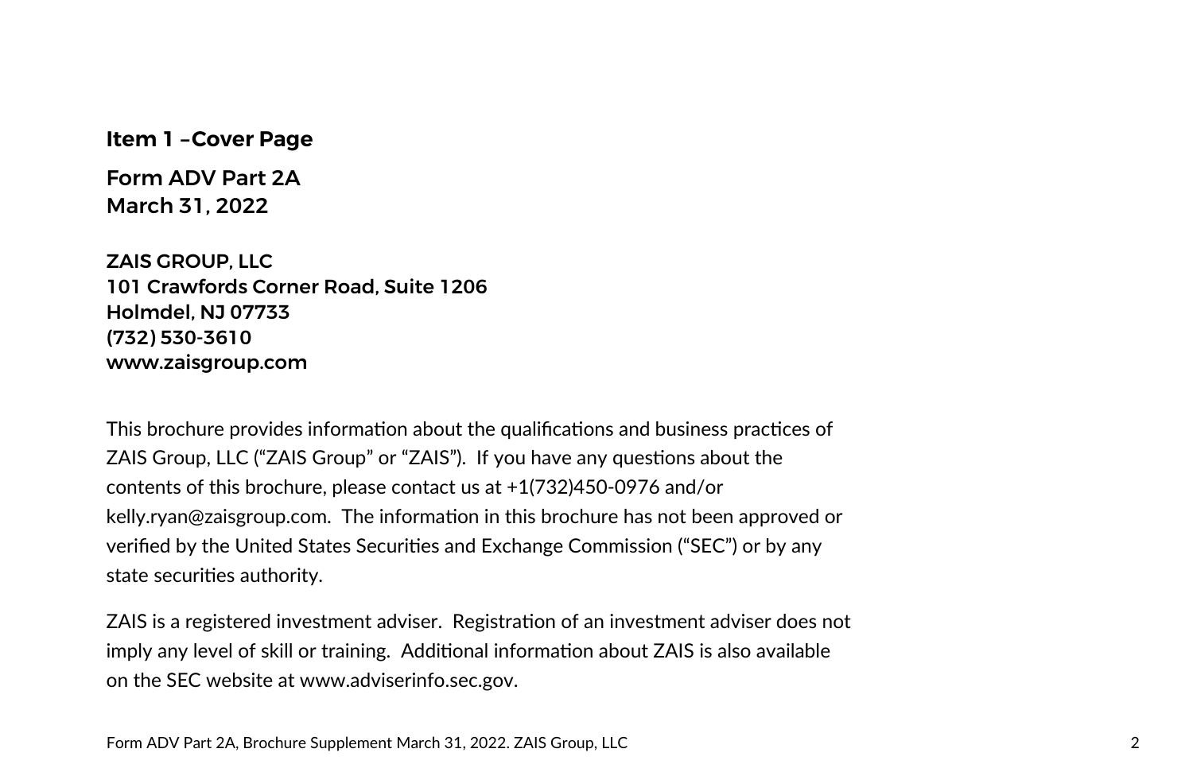## Item 1 –Cover Page

**Form ADV Part 2A**
**March 31, 2022**

**ZAIS GROUP, LLC**
**101 Crawfords Corner Road, Suite 1206**
**Holmdel, NJ 07733**
**(732) 530-3610**
**www.zaisgroup.com**

This brochure provides information about the qualifications and business practices of ZAIS Group, LLC ("ZAIS Group" or "ZAIS"). If you have any questions about the contents of this brochure, please contact us at +1(732)450-0976 and/or kelly.ryan@zaisgroup.com. The information in this brochure has not been approved or verified by the United States Securities and Exchange Commission ("SEC") or by any state securities authority.

ZAIS is a registered investment adviser. Registration of an investment adviser does not imply any level of skill or training. Additional information about ZAIS is also available on the SEC website at www.adviserinfo.sec.gov.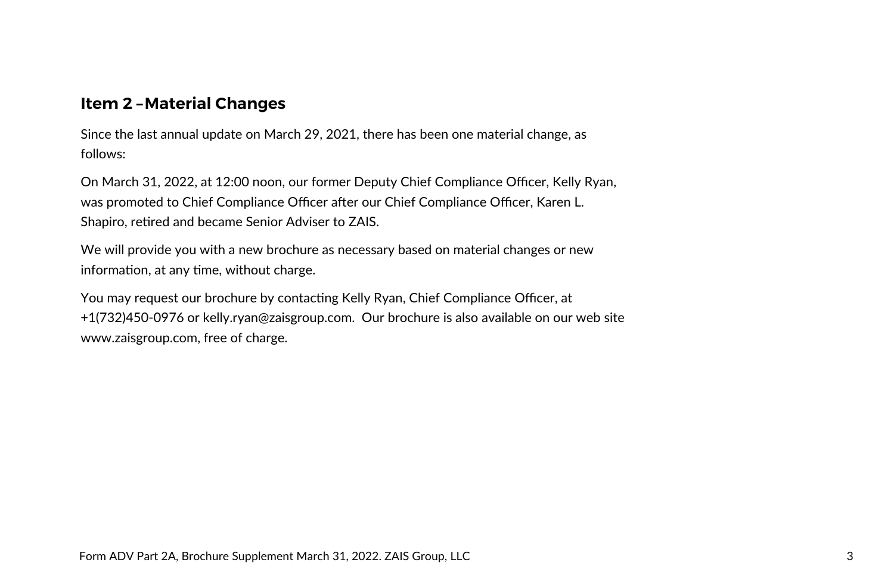## Item 2 –Material Changes

Since the last annual update on March 29, 2021, there has been one material change, as follows:

On March 31, 2022, at 12:00 noon, our former Deputy Chief Compliance Officer, Kelly Ryan, was promoted to Chief Compliance Officer after our Chief Compliance Officer, Karen L. Shapiro, retired and became Senior Adviser to ZAIS.

We will provide you with a new brochure as necessary based on material changes or new information, at any time, without charge.

You may request our brochure by contacting Kelly Ryan, Chief Compliance Officer, at +1(732)450-0976 or kelly.ryan@zaisgroup.com. Our brochure is also available on our web site www.zaisgroup.com, free of charge.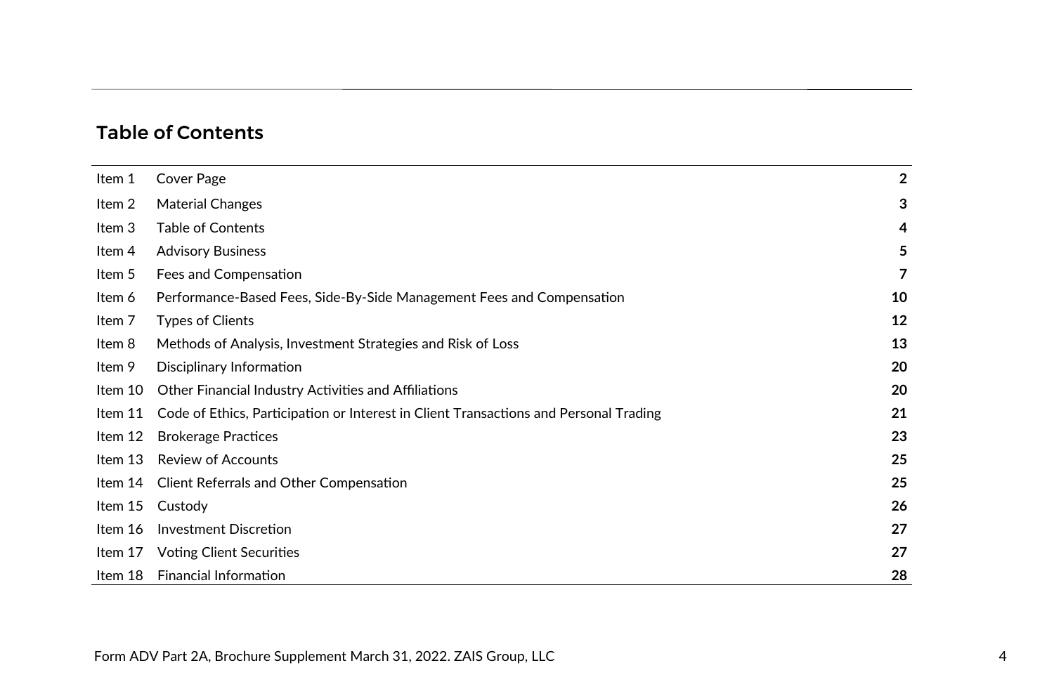## Table of Contents

| | | |
|---|---|---|
| Item 1 | Cover Page | **2** |
| Item 2 | Material Changes | **3** |
| Item 3 | Table of Contents | **4** |
| Item 4 | Advisory Business | **5** |
| Item 5 | Fees and Compensation | **7** |
| Item 6 | Performance-Based Fees, Side-By-Side Management Fees and Compensation | **10** |
| Item 7 | Types of Clients | **12** |
| Item 8 | Methods of Analysis, Investment Strategies and Risk of Loss | **13** |
| Item 9 | Disciplinary Information | **20** |
| Item 10 | Other Financial Industry Activities and Affiliations | **20** |
| Item 11 | Code of Ethics, Participation or Interest in Client Transactions and Personal Trading | **21** |
| Item 12 | Brokerage Practices | **23** |
| Item 13 | Review of Accounts | **25** |
| Item 14 | Client Referrals and Other Compensation | **25** |
| Item 15 | Custody | **26** |
| Item 16 | Investment Discretion | **27** |
| Item 17 | Voting Client Securities | **27** |
| Item 18 | Financial Information | **28** |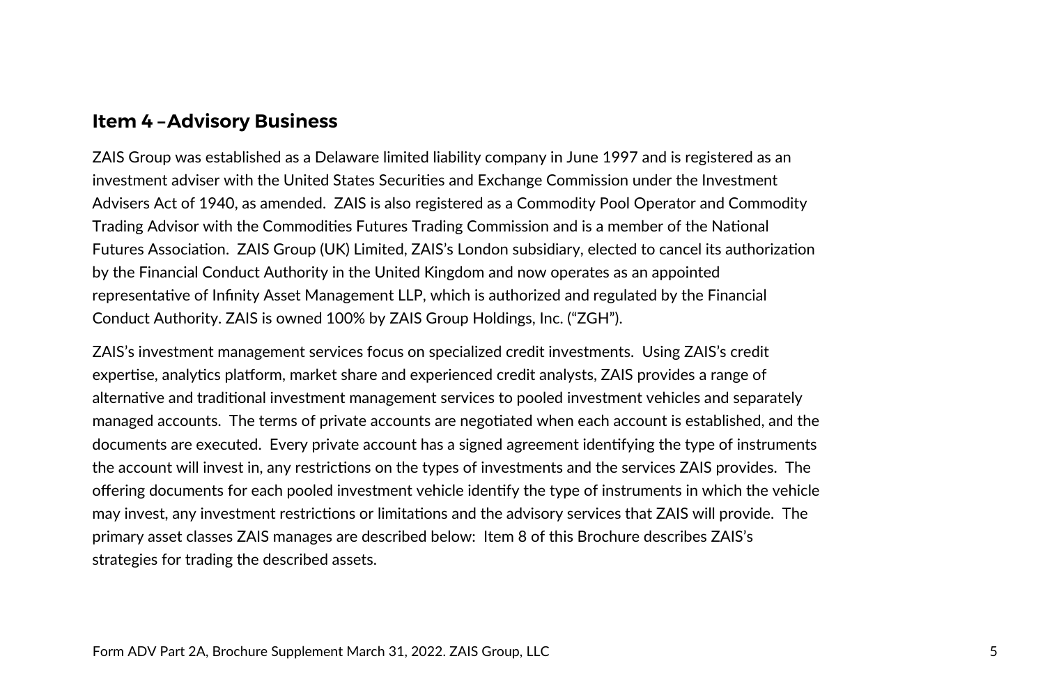## Item 4 –Advisory Business

ZAIS Group was established as a Delaware limited liability company in June 1997 and is registered as an investment adviser with the United States Securities and Exchange Commission under the Investment Advisers Act of 1940, as amended. ZAIS is also registered as a Commodity Pool Operator and Commodity Trading Advisor with the Commodities Futures Trading Commission and is a member of the National Futures Association. ZAIS Group (UK) Limited, ZAIS's London subsidiary, elected to cancel its authorization by the Financial Conduct Authority in the United Kingdom and now operates as an appointed representative of Infinity Asset Management LLP, which is authorized and regulated by the Financial Conduct Authority. ZAIS is owned 100% by ZAIS Group Holdings, Inc. ("ZGH").

ZAIS's investment management services focus on specialized credit investments. Using ZAIS's credit expertise, analytics platform, market share and experienced credit analysts, ZAIS provides a range of alternative and traditional investment management services to pooled investment vehicles and separately managed accounts. The terms of private accounts are negotiated when each account is established, and the documents are executed. Every private account has a signed agreement identifying the type of instruments the account will invest in, any restrictions on the types of investments and the services ZAIS provides. The offering documents for each pooled investment vehicle identify the type of instruments in which the vehicle may invest, any investment restrictions or limitations and the advisory services that ZAIS will provide. The primary asset classes ZAIS manages are described below: Item 8 of this Brochure describes ZAIS's strategies for trading the described assets.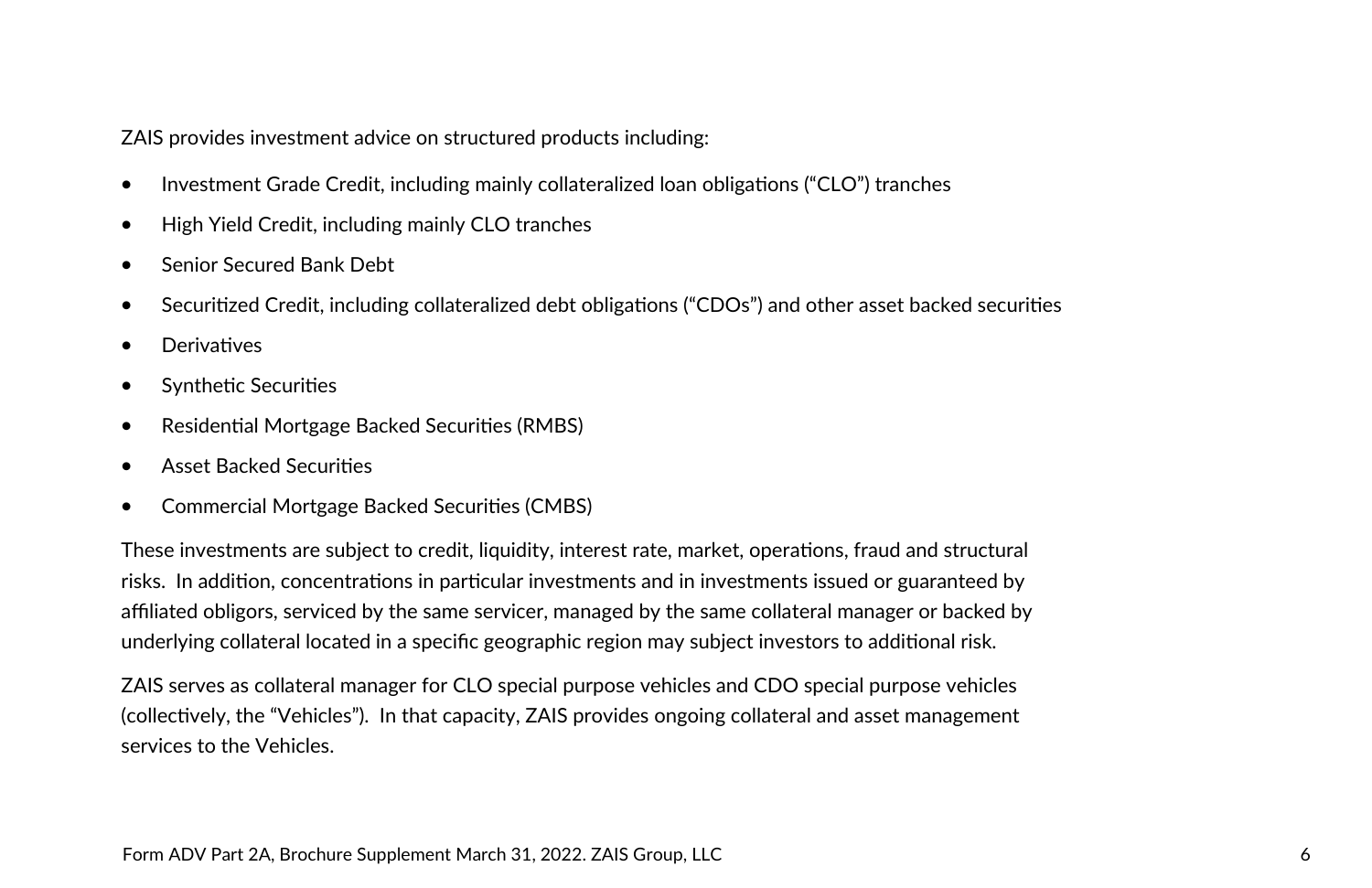ZAIS provides investment advice on structured products including:

- Investment Grade Credit, including mainly collateralized loan obligations ("CLO") tranches
- High Yield Credit, including mainly CLO tranches
- Senior Secured Bank Debt
- Securitized Credit, including collateralized debt obligations ("CDOs") and other asset backed securities
- Derivatives
- Synthetic Securities
- Residential Mortgage Backed Securities (RMBS)
- Asset Backed Securities
- Commercial Mortgage Backed Securities (CMBS)

These investments are subject to credit, liquidity, interest rate, market, operations, fraud and structural risks. In addition, concentrations in particular investments and in investments issued or guaranteed by affiliated obligors, serviced by the same servicer, managed by the same collateral manager or backed by underlying collateral located in a specific geographic region may subject investors to additional risk.

ZAIS serves as collateral manager for CLO special purpose vehicles and CDO special purpose vehicles (collectively, the "Vehicles"). In that capacity, ZAIS provides ongoing collateral and asset management services to the Vehicles.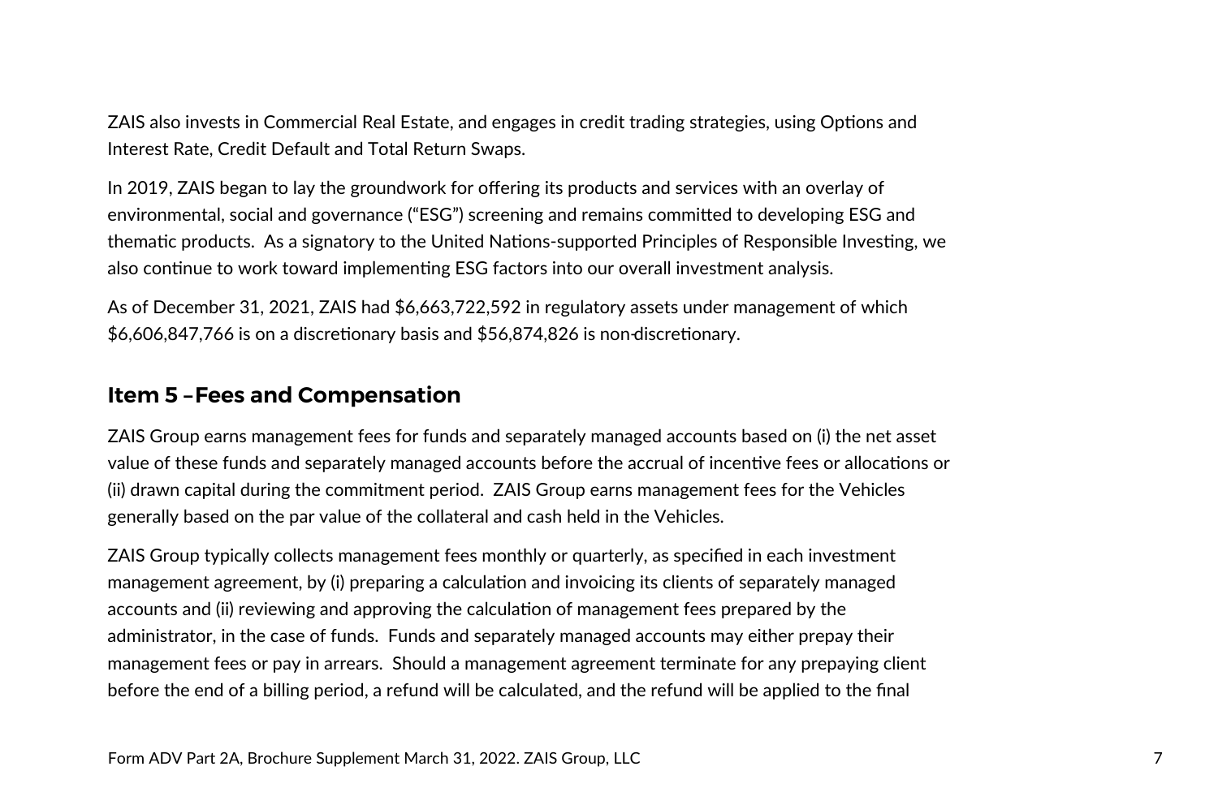ZAIS also invests in Commercial Real Estate, and engages in credit trading strategies, using Options and Interest Rate, Credit Default and Total Return Swaps.

In 2019, ZAIS began to lay the groundwork for offering its products and services with an overlay of environmental, social and governance ("ESG") screening and remains committed to developing ESG and thematic products. As a signatory to the United Nations-supported Principles of Responsible Investing, we also continue to work toward implementing ESG factors into our overall investment analysis.

As of December 31, 2021, ZAIS had $6,663,722,592 in regulatory assets under management of which $6,606,847,766 is on a discretionary basis and $56,874,826 is non-discretionary.

## Item 5 – Fees and Compensation

ZAIS Group earns management fees for funds and separately managed accounts based on (i) the net asset value of these funds and separately managed accounts before the accrual of incentive fees or allocations or (ii) drawn capital during the commitment period. ZAIS Group earns management fees for the Vehicles generally based on the par value of the collateral and cash held in the Vehicles.

ZAIS Group typically collects management fees monthly or quarterly, as specified in each investment management agreement, by (i) preparing a calculation and invoicing its clients of separately managed accounts and (ii) reviewing and approving the calculation of management fees prepared by the administrator, in the case of funds. Funds and separately managed accounts may either prepay their management fees or pay in arrears. Should a management agreement terminate for any prepaying client before the end of a billing period, a refund will be calculated, and the refund will be applied to the final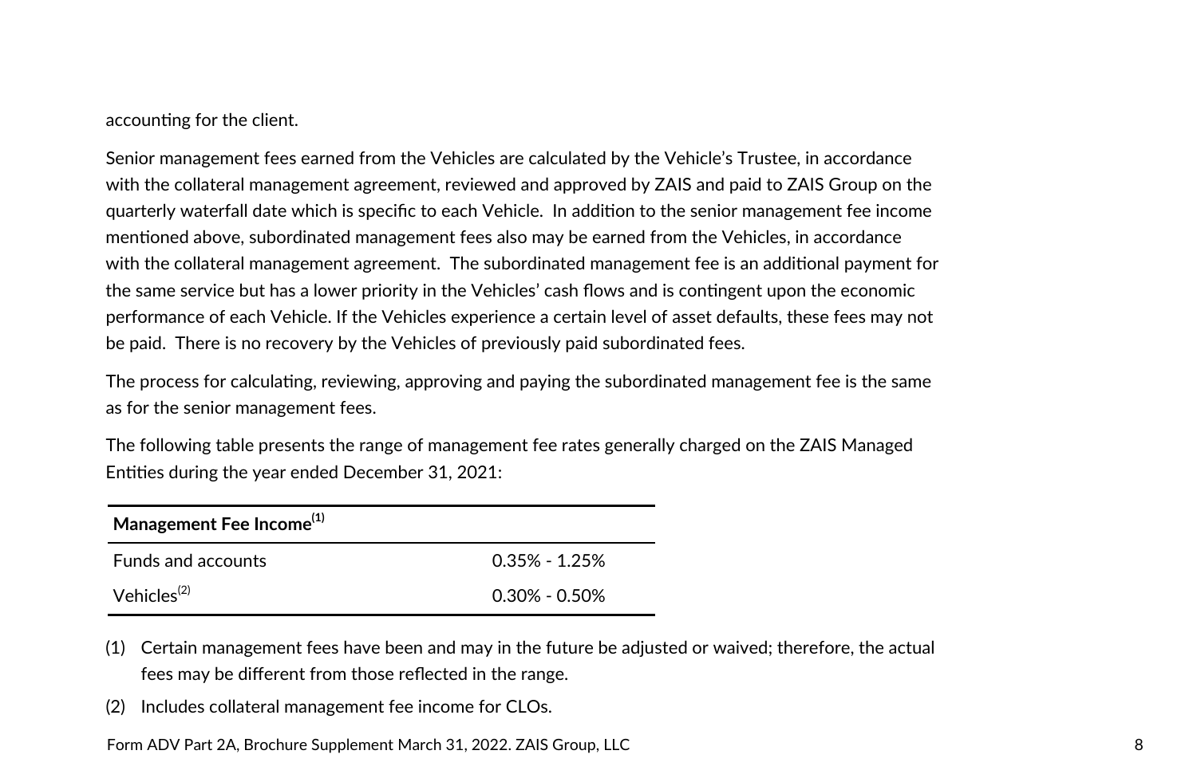accounting for the client.

Senior management fees earned from the Vehicles are calculated by the Vehicle's Trustee, in accordance with the collateral management agreement, reviewed and approved by ZAIS and paid to ZAIS Group on the quarterly waterfall date which is specific to each Vehicle. In addition to the senior management fee income mentioned above, subordinated management fees also may be earned from the Vehicles, in accordance with the collateral management agreement. The subordinated management fee is an additional payment for the same service but has a lower priority in the Vehicles' cash flows and is contingent upon the economic performance of each Vehicle. If the Vehicles experience a certain level of asset defaults, these fees may not be paid. There is no recovery by the Vehicles of previously paid subordinated fees.

The process for calculating, reviewing, approving and paying the subordinated management fee is the same as for the senior management fees.

The following table presents the range of management fee rates generally charged on the ZAIS Managed Entities during the year ended December 31, 2021:

| **Management Fee Income**(1) | |
|---|---|
| Funds and accounts | 0.35% - 1.25% |
| Vehicles(2) | 0.30% - 0.50% |

(1) Certain management fees have been and may in the future be adjusted or waived; therefore, the actual fees may be different from those reflected in the range.

(2) Includes collateral management fee income for CLOs.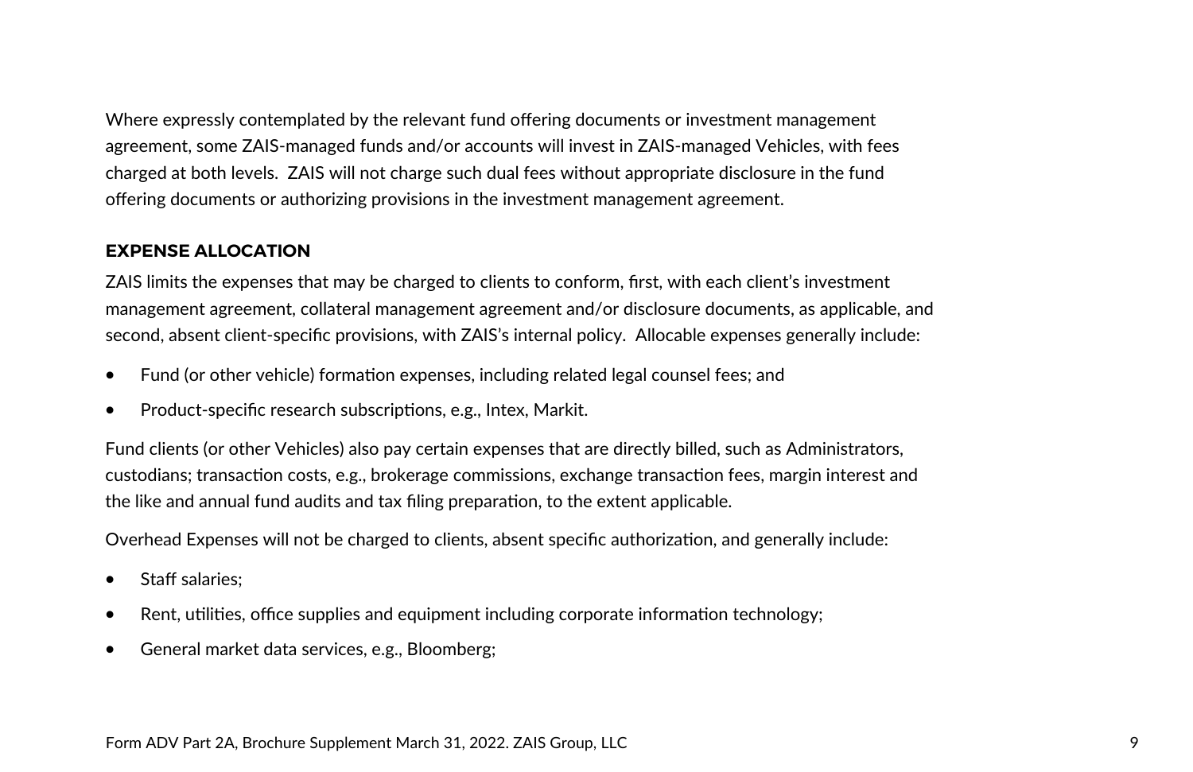Where expressly contemplated by the relevant fund offering documents or investment management agreement, some ZAIS-managed funds and/or accounts will invest in ZAIS-managed Vehicles, with fees charged at both levels. ZAIS will not charge such dual fees without appropriate disclosure in the fund offering documents or authorizing provisions in the investment management agreement.

## EXPENSE ALLOCATION

ZAIS limits the expenses that may be charged to clients to conform, first, with each client's investment management agreement, collateral management agreement and/or disclosure documents, as applicable, and second, absent client-specific provisions, with ZAIS's internal policy. Allocable expenses generally include:

- Fund (or other vehicle) formation expenses, including related legal counsel fees; and
- Product-specific research subscriptions, e.g., Intex, Markit.

Fund clients (or other Vehicles) also pay certain expenses that are directly billed, such as Administrators, custodians; transaction costs, e.g., brokerage commissions, exchange transaction fees, margin interest and the like and annual fund audits and tax filing preparation, to the extent applicable.

Overhead Expenses will not be charged to clients, absent specific authorization, and generally include:

- Staff salaries;
- Rent, utilities, office supplies and equipment including corporate information technology;
- General market data services, e.g., Bloomberg;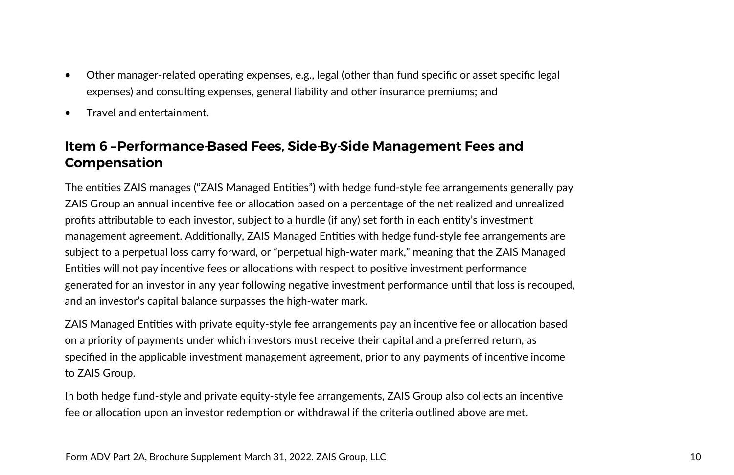- Other manager-related operating expenses, e.g., legal (other than fund specific or asset specific legal expenses) and consulting expenses, general liability and other insurance premiums; and
- Travel and entertainment.

## Item 6 – Performance-Based Fees, Side-By-Side Management Fees and Compensation

The entities ZAIS manages ("ZAIS Managed Entities") with hedge fund-style fee arrangements generally pay ZAIS Group an annual incentive fee or allocation based on a percentage of the net realized and unrealized profits attributable to each investor, subject to a hurdle (if any) set forth in each entity's investment management agreement. Additionally, ZAIS Managed Entities with hedge fund-style fee arrangements are subject to a perpetual loss carry forward, or "perpetual high-water mark," meaning that the ZAIS Managed Entities will not pay incentive fees or allocations with respect to positive investment performance generated for an investor in any year following negative investment performance until that loss is recouped, and an investor's capital balance surpasses the high-water mark.

ZAIS Managed Entities with private equity-style fee arrangements pay an incentive fee or allocation based on a priority of payments under which investors must receive their capital and a preferred return, as specified in the applicable investment management agreement, prior to any payments of incentive income to ZAIS Group.

In both hedge fund-style and private equity-style fee arrangements, ZAIS Group also collects an incentive fee or allocation upon an investor redemption or withdrawal if the criteria outlined above are met.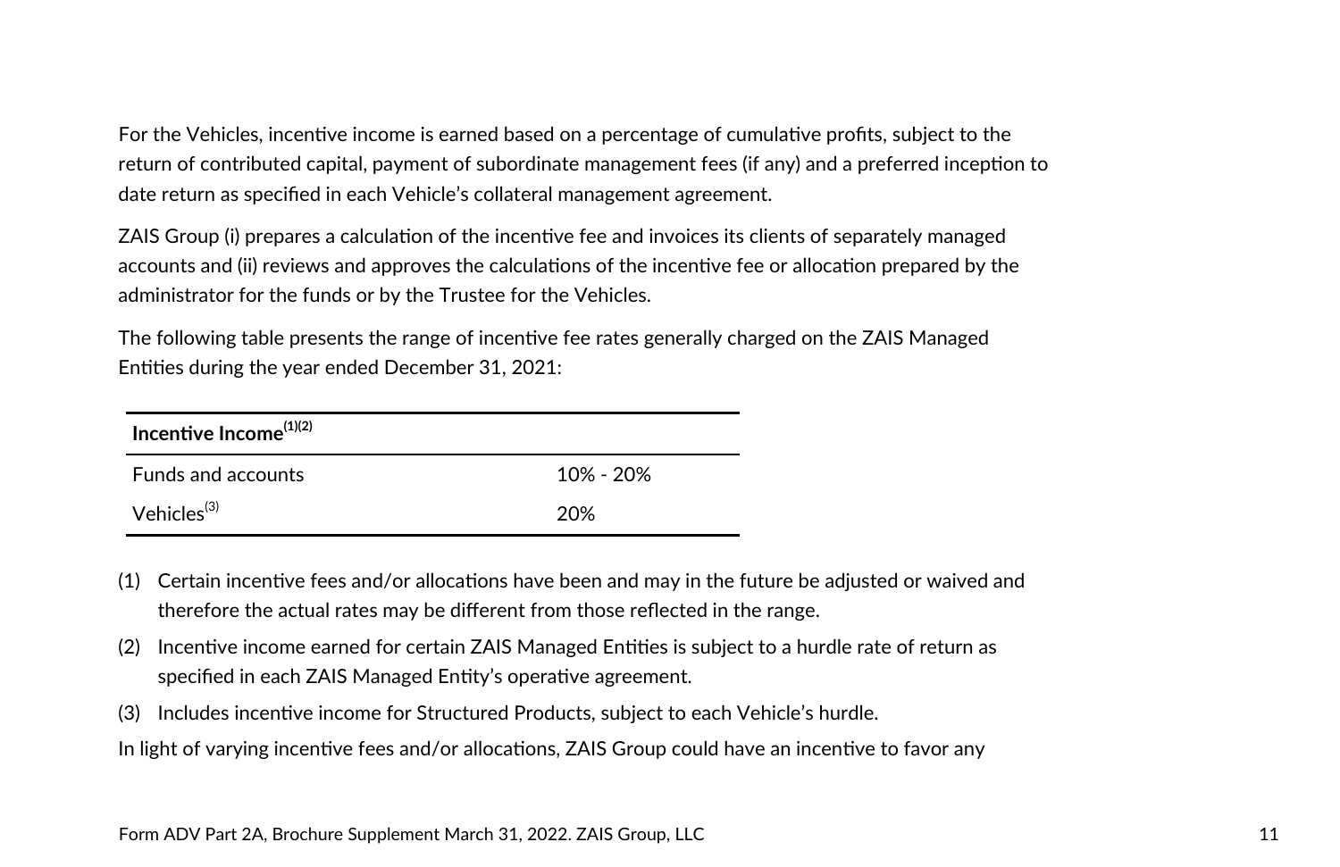For the Vehicles, incentive income is earned based on a percentage of cumulative profits, subject to the return of contributed capital, payment of subordinate management fees (if any) and a preferred inception to date return as specified in each Vehicle's collateral management agreement.

ZAIS Group (i) prepares a calculation of the incentive fee and invoices its clients of separately managed accounts and (ii) reviews and approves the calculations of the incentive fee or allocation prepared by the administrator for the funds or by the Trustee for the Vehicles.

The following table presents the range of incentive fee rates generally charged on the ZAIS Managed Entities during the year ended December 31, 2021:

| **Incentive Income**(1)(2) | |
| --- | --- |
| Funds and accounts | 10% - 20% |
| Vehicles(3) | 20% |

(1) Certain incentive fees and/or allocations have been and may in the future be adjusted or waived and therefore the actual rates may be different from those reflected in the range.

(2) Incentive income earned for certain ZAIS Managed Entities is subject to a hurdle rate of return as specified in each ZAIS Managed Entity's operative agreement.

(3) Includes incentive income for Structured Products, subject to each Vehicle's hurdle.

In light of varying incentive fees and/or allocations, ZAIS Group could have an incentive to favor any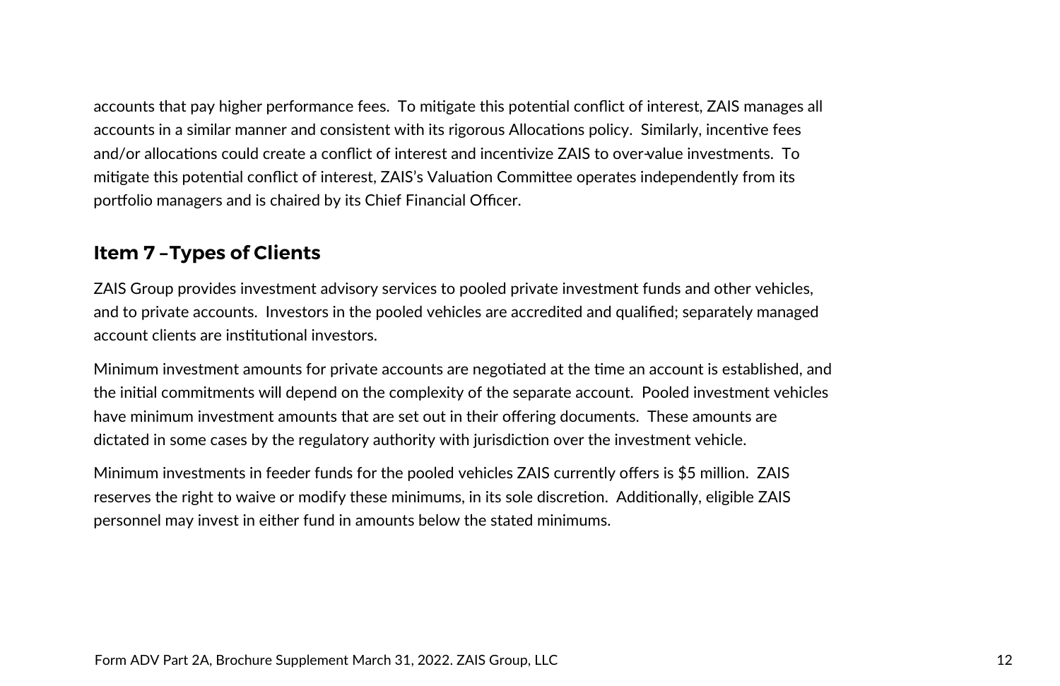accounts that pay higher performance fees. To mitigate this potential conflict of interest, ZAIS manages all accounts in a similar manner and consistent with its rigorous Allocations policy. Similarly, incentive fees and/or allocations could create a conflict of interest and incentivize ZAIS to over-value investments. To mitigate this potential conflict of interest, ZAIS's Valuation Committee operates independently from its portfolio managers and is chaired by its Chief Financial Officer.

## Item 7 – Types of Clients

ZAIS Group provides investment advisory services to pooled private investment funds and other vehicles, and to private accounts. Investors in the pooled vehicles are accredited and qualified; separately managed account clients are institutional investors.

Minimum investment amounts for private accounts are negotiated at the time an account is established, and the initial commitments will depend on the complexity of the separate account. Pooled investment vehicles have minimum investment amounts that are set out in their offering documents. These amounts are dictated in some cases by the regulatory authority with jurisdiction over the investment vehicle.

Minimum investments in feeder funds for the pooled vehicles ZAIS currently offers is $5 million. ZAIS reserves the right to waive or modify these minimums, in its sole discretion. Additionally, eligible ZAIS personnel may invest in either fund in amounts below the stated minimums.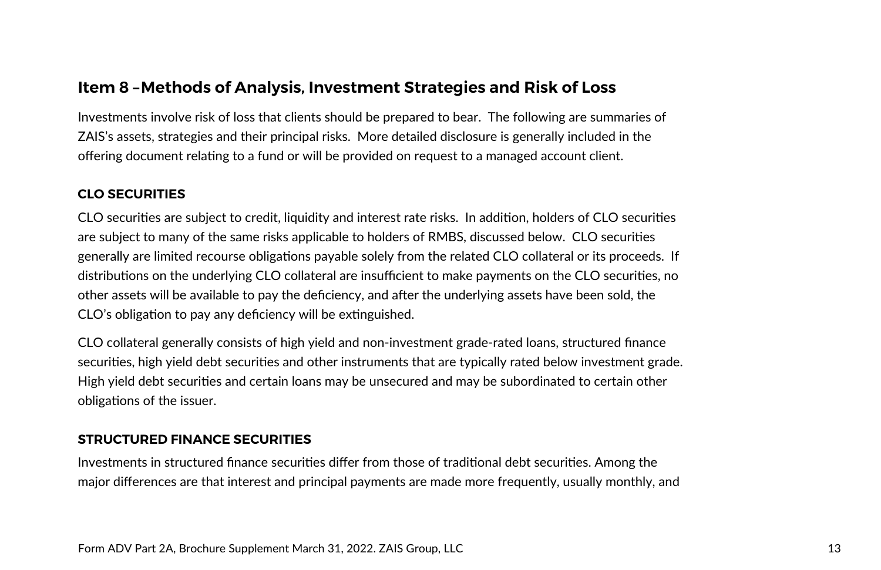## Item 8 –Methods of Analysis, Investment Strategies and Risk of Loss

Investments involve risk of loss that clients should be prepared to bear. The following are summaries of ZAIS's assets, strategies and their principal risks. More detailed disclosure is generally included in the offering document relating to a fund or will be provided on request to a managed account client.

### CLO SECURITIES

CLO securities are subject to credit, liquidity and interest rate risks. In addition, holders of CLO securities are subject to many of the same risks applicable to holders of RMBS, discussed below. CLO securities generally are limited recourse obligations payable solely from the related CLO collateral or its proceeds. If distributions on the underlying CLO collateral are insufficient to make payments on the CLO securities, no other assets will be available to pay the deficiency, and after the underlying assets have been sold, the CLO's obligation to pay any deficiency will be extinguished.

CLO collateral generally consists of high yield and non-investment grade-rated loans, structured finance securities, high yield debt securities and other instruments that are typically rated below investment grade. High yield debt securities and certain loans may be unsecured and may be subordinated to certain other obligations of the issuer.

### STRUCTURED FINANCE SECURITIES

Investments in structured finance securities differ from those of traditional debt securities. Among the major differences are that interest and principal payments are made more frequently, usually monthly, and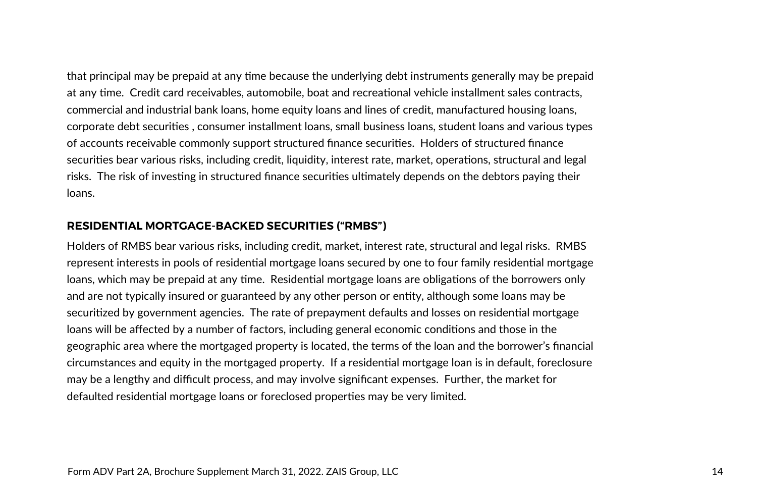that principal may be prepaid at any time because the underlying debt instruments generally may be prepaid at any time. Credit card receivables, automobile, boat and recreational vehicle installment sales contracts, commercial and industrial bank loans, home equity loans and lines of credit, manufactured housing loans, corporate debt securities , consumer installment loans, small business loans, student loans and various types of accounts receivable commonly support structured finance securities. Holders of structured finance securities bear various risks, including credit, liquidity, interest rate, market, operations, structural and legal risks. The risk of investing in structured finance securities ultimately depends on the debtors paying their loans.

### RESIDENTIAL MORTGAGE-BACKED SECURITIES ("RMBS")

Holders of RMBS bear various risks, including credit, market, interest rate, structural and legal risks. RMBS represent interests in pools of residential mortgage loans secured by one to four family residential mortgage loans, which may be prepaid at any time. Residential mortgage loans are obligations of the borrowers only and are not typically insured or guaranteed by any other person or entity, although some loans may be securitized by government agencies. The rate of prepayment defaults and losses on residential mortgage loans will be affected by a number of factors, including general economic conditions and those in the geographic area where the mortgaged property is located, the terms of the loan and the borrower's financial circumstances and equity in the mortgaged property. If a residential mortgage loan is in default, foreclosure may be a lengthy and difficult process, and may involve significant expenses. Further, the market for defaulted residential mortgage loans or foreclosed properties may be very limited.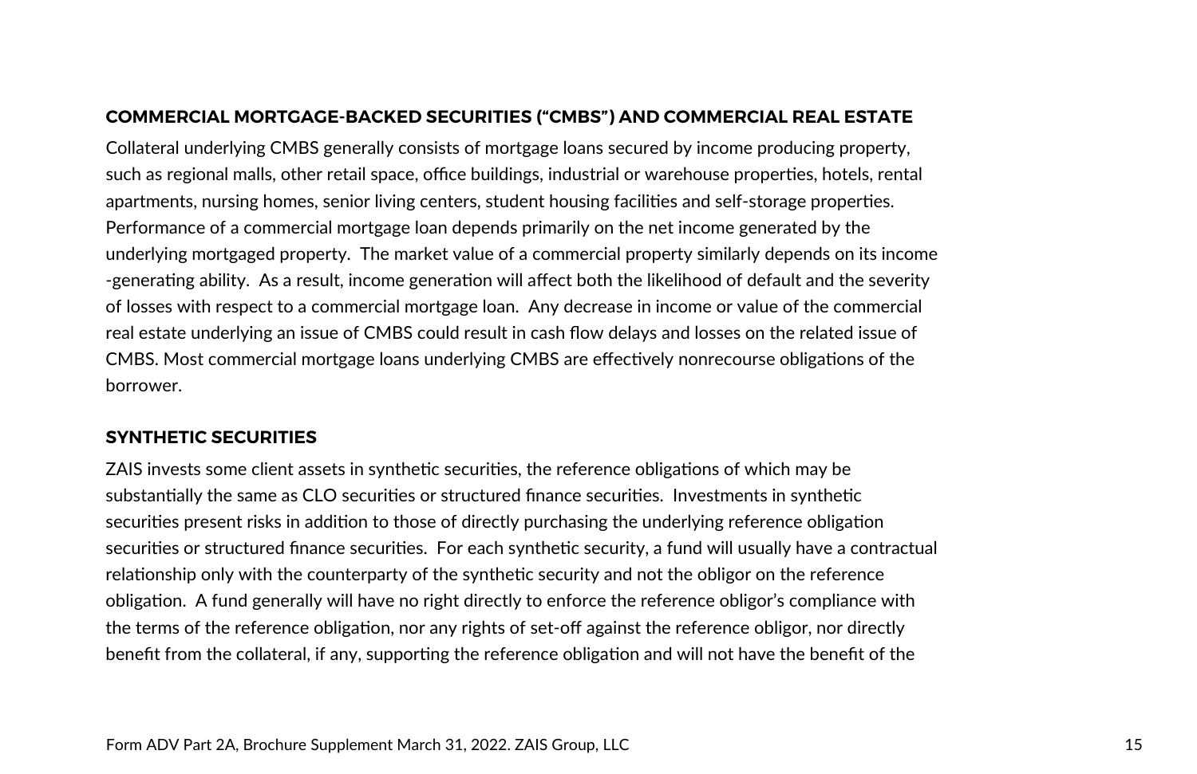### COMMERCIAL MORTGAGE-BACKED SECURITIES ("CMBS") AND COMMERCIAL REAL ESTATE

Collateral underlying CMBS generally consists of mortgage loans secured by income producing property, such as regional malls, other retail space, office buildings, industrial or warehouse properties, hotels, rental apartments, nursing homes, senior living centers, student housing facilities and self-storage properties. Performance of a commercial mortgage loan depends primarily on the net income generated by the underlying mortgaged property. The market value of a commercial property similarly depends on its income-generating ability. As a result, income generation will affect both the likelihood of default and the severity of losses with respect to a commercial mortgage loan. Any decrease in income or value of the commercial real estate underlying an issue of CMBS could result in cash flow delays and losses on the related issue of CMBS. Most commercial mortgage loans underlying CMBS are effectively nonrecourse obligations of the borrower.

### SYNTHETIC SECURITIES

ZAIS invests some client assets in synthetic securities, the reference obligations of which may be substantially the same as CLO securities or structured finance securities. Investments in synthetic securities present risks in addition to those of directly purchasing the underlying reference obligation securities or structured finance securities. For each synthetic security, a fund will usually have a contractual relationship only with the counterparty of the synthetic security and not the obligor on the reference obligation. A fund generally will have no right directly to enforce the reference obligor's compliance with the terms of the reference obligation, nor any rights of set-off against the reference obligor, nor directly benefit from the collateral, if any, supporting the reference obligation and will not have the benefit of the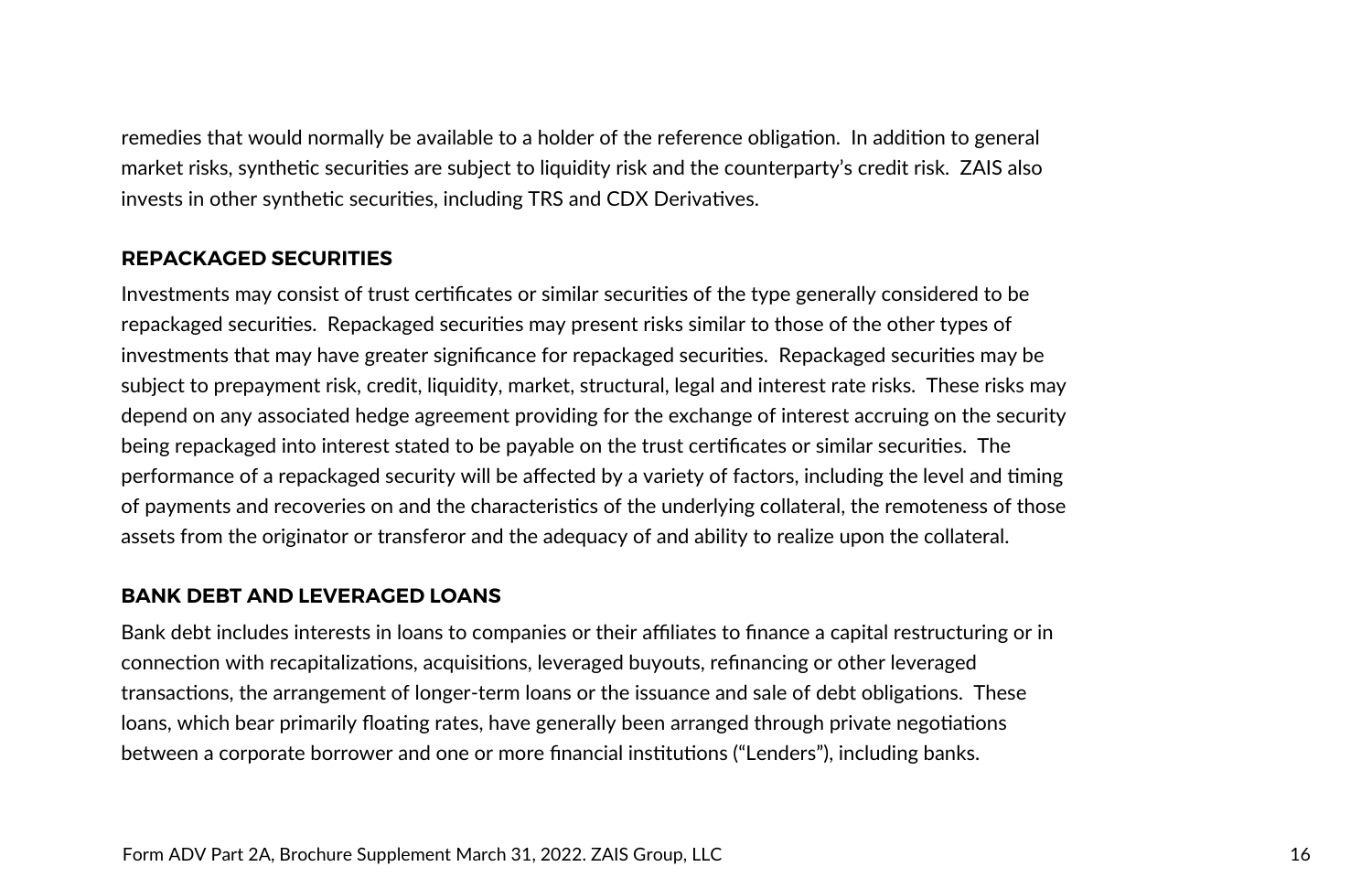remedies that would normally be available to a holder of the reference obligation. In addition to general market risks, synthetic securities are subject to liquidity risk and the counterparty's credit risk. ZAIS also invests in other synthetic securities, including TRS and CDX Derivatives.

### REPACKAGED SECURITIES

Investments may consist of trust certificates or similar securities of the type generally considered to be repackaged securities. Repackaged securities may present risks similar to those of the other types of investments that may have greater significance for repackaged securities. Repackaged securities may be subject to prepayment risk, credit, liquidity, market, structural, legal and interest rate risks. These risks may depend on any associated hedge agreement providing for the exchange of interest accruing on the security being repackaged into interest stated to be payable on the trust certificates or similar securities. The performance of a repackaged security will be affected by a variety of factors, including the level and timing of payments and recoveries on and the characteristics of the underlying collateral, the remoteness of those assets from the originator or transferor and the adequacy of and ability to realize upon the collateral.

### BANK DEBT AND LEVERAGED LOANS

Bank debt includes interests in loans to companies or their affiliates to finance a capital restructuring or in connection with recapitalizations, acquisitions, leveraged buyouts, refinancing or other leveraged transactions, the arrangement of longer-term loans or the issuance and sale of debt obligations. These loans, which bear primarily floating rates, have generally been arranged through private negotiations between a corporate borrower and one or more financial institutions ("Lenders"), including banks.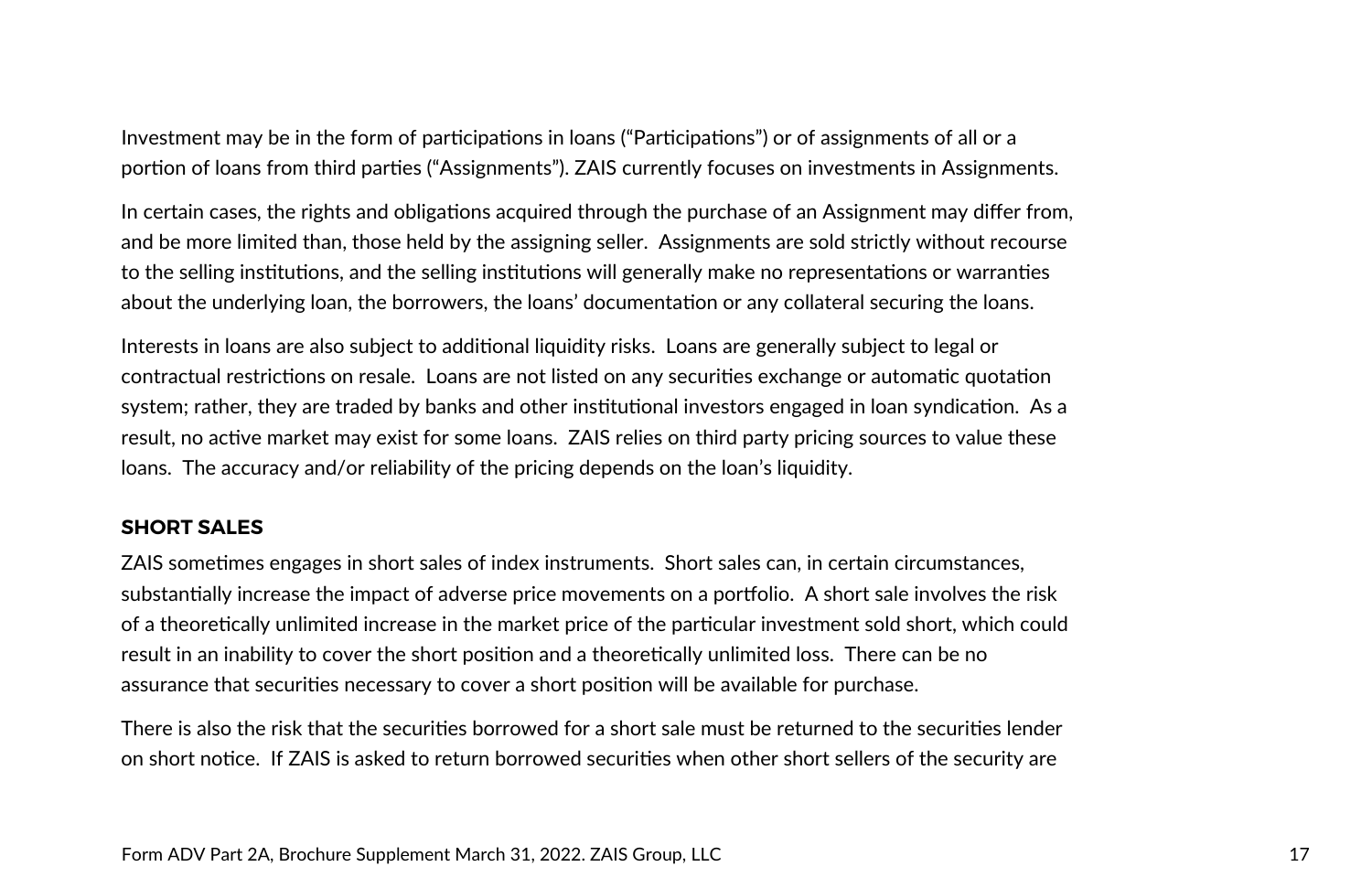Investment may be in the form of participations in loans ("Participations") or of assignments of all or a portion of loans from third parties ("Assignments"). ZAIS currently focuses on investments in Assignments.

In certain cases, the rights and obligations acquired through the purchase of an Assignment may differ from, and be more limited than, those held by the assigning seller. Assignments are sold strictly without recourse to the selling institutions, and the selling institutions will generally make no representations or warranties about the underlying loan, the borrowers, the loans' documentation or any collateral securing the loans.

Interests in loans are also subject to additional liquidity risks. Loans are generally subject to legal or contractual restrictions on resale. Loans are not listed on any securities exchange or automatic quotation system; rather, they are traded by banks and other institutional investors engaged in loan syndication. As a result, no active market may exist for some loans. ZAIS relies on third party pricing sources to value these loans. The accuracy and/or reliability of the pricing depends on the loan's liquidity.

### SHORT SALES

ZAIS sometimes engages in short sales of index instruments. Short sales can, in certain circumstances, substantially increase the impact of adverse price movements on a portfolio. A short sale involves the risk of a theoretically unlimited increase in the market price of the particular investment sold short, which could result in an inability to cover the short position and a theoretically unlimited loss. There can be no assurance that securities necessary to cover a short position will be available for purchase.

There is also the risk that the securities borrowed for a short sale must be returned to the securities lender on short notice. If ZAIS is asked to return borrowed securities when other short sellers of the security are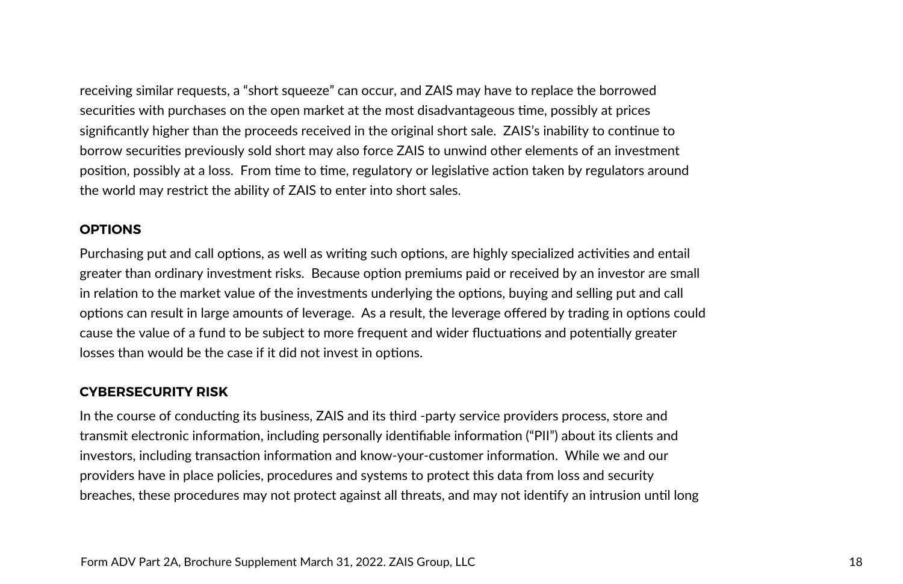receiving similar requests, a "short squeeze" can occur, and ZAIS may have to replace the borrowed securities with purchases on the open market at the most disadvantageous time, possibly at prices significantly higher than the proceeds received in the original short sale. ZAIS's inability to continue to borrow securities previously sold short may also force ZAIS to unwind other elements of an investment position, possibly at a loss. From time to time, regulatory or legislative action taken by regulators around the world may restrict the ability of ZAIS to enter into short sales.

### OPTIONS

Purchasing put and call options, as well as writing such options, are highly specialized activities and entail greater than ordinary investment risks. Because option premiums paid or received by an investor are small in relation to the market value of the investments underlying the options, buying and selling put and call options can result in large amounts of leverage. As a result, the leverage offered by trading in options could cause the value of a fund to be subject to more frequent and wider fluctuations and potentially greater losses than would be the case if it did not invest in options.

### CYBERSECURITY RISK

In the course of conducting its business, ZAIS and its third -party service providers process, store and transmit electronic information, including personally identifiable information ("PII") about its clients and investors, including transaction information and know-your-customer information. While we and our providers have in place policies, procedures and systems to protect this data from loss and security breaches, these procedures may not protect against all threats, and may not identify an intrusion until long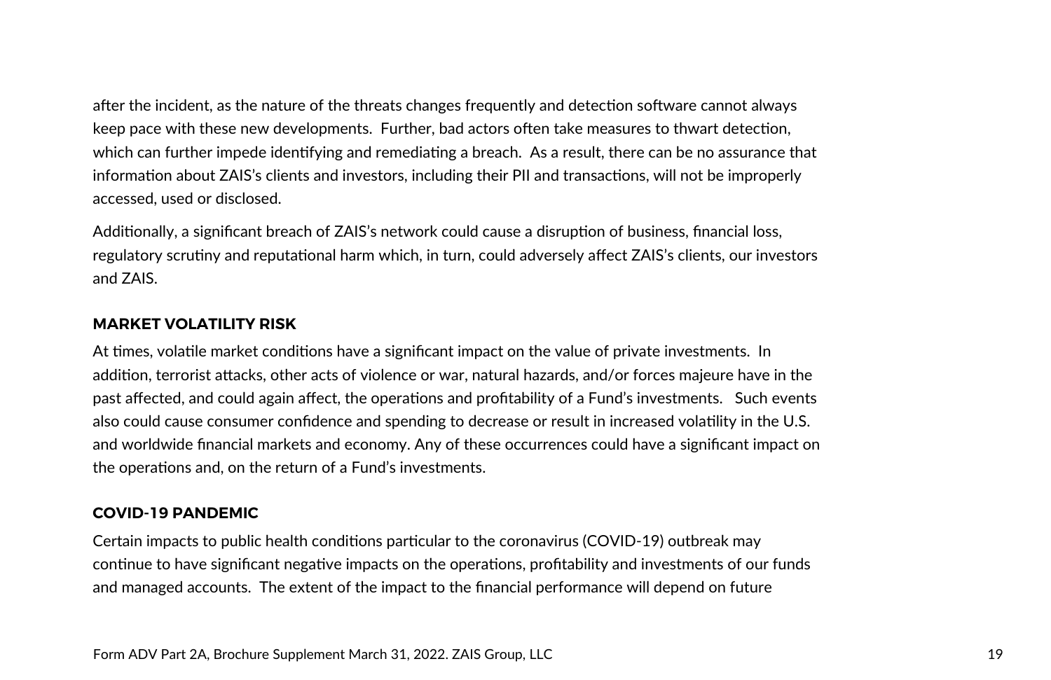after the incident, as the nature of the threats changes frequently and detection software cannot always keep pace with these new developments. Further, bad actors often take measures to thwart detection, which can further impede identifying and remediating a breach. As a result, there can be no assurance that information about ZAIS's clients and investors, including their PII and transactions, will not be improperly accessed, used or disclosed.

Additionally, a significant breach of ZAIS's network could cause a disruption of business, financial loss, regulatory scrutiny and reputational harm which, in turn, could adversely affect ZAIS's clients, our investors and ZAIS.

### MARKET VOLATILITY RISK

At times, volatile market conditions have a significant impact on the value of private investments. In addition, terrorist attacks, other acts of violence or war, natural hazards, and/or forces majeure have in the past affected, and could again affect, the operations and profitability of a Fund's investments. Such events also could cause consumer confidence and spending to decrease or result in increased volatility in the U.S. and worldwide financial markets and economy. Any of these occurrences could have a significant impact on the operations and, on the return of a Fund's investments.

### COVID-19 PANDEMIC

Certain impacts to public health conditions particular to the coronavirus (COVID-19) outbreak may continue to have significant negative impacts on the operations, profitability and investments of our funds and managed accounts. The extent of the impact to the financial performance will depend on future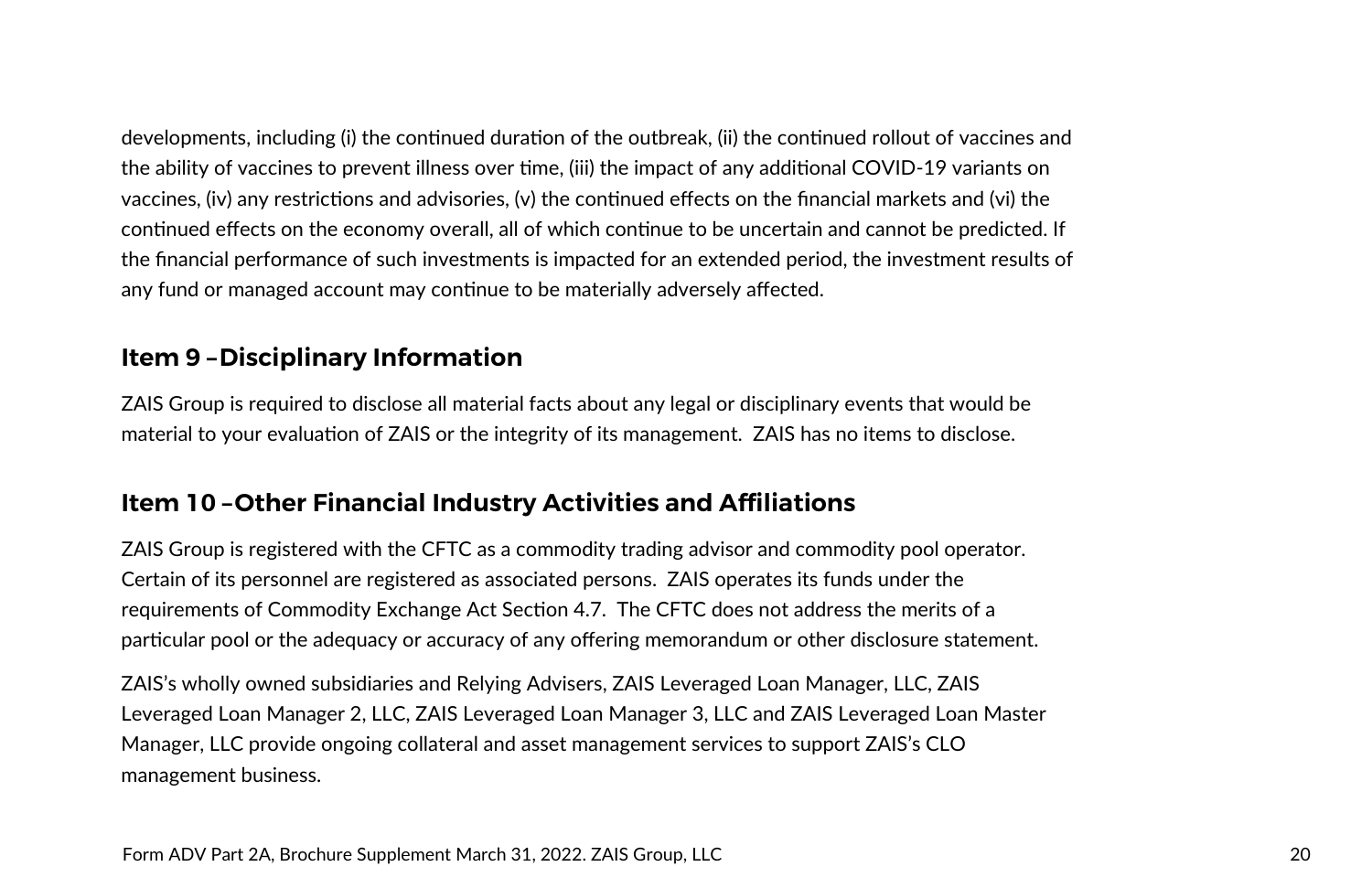developments, including (i) the continued duration of the outbreak, (ii) the continued rollout of vaccines and the ability of vaccines to prevent illness over time, (iii) the impact of any additional COVID-19 variants on vaccines, (iv) any restrictions and advisories, (v) the continued effects on the financial markets and (vi) the continued effects on the economy overall, all of which continue to be uncertain and cannot be predicted. If the financial performance of such investments is impacted for an extended period, the investment results of any fund or managed account may continue to be materially adversely affected.

## Item 9 – Disciplinary Information

ZAIS Group is required to disclose all material facts about any legal or disciplinary events that would be material to your evaluation of ZAIS or the integrity of its management. ZAIS has no items to disclose.

## Item 10 – Other Financial Industry Activities and Affiliations

ZAIS Group is registered with the CFTC as a commodity trading advisor and commodity pool operator. Certain of its personnel are registered as associated persons. ZAIS operates its funds under the requirements of Commodity Exchange Act Section 4.7. The CFTC does not address the merits of a particular pool or the adequacy or accuracy of any offering memorandum or other disclosure statement.

ZAIS's wholly owned subsidiaries and Relying Advisers, ZAIS Leveraged Loan Manager, LLC, ZAIS Leveraged Loan Manager 2, LLC, ZAIS Leveraged Loan Manager 3, LLC and ZAIS Leveraged Loan Master Manager, LLC provide ongoing collateral and asset management services to support ZAIS's CLO management business.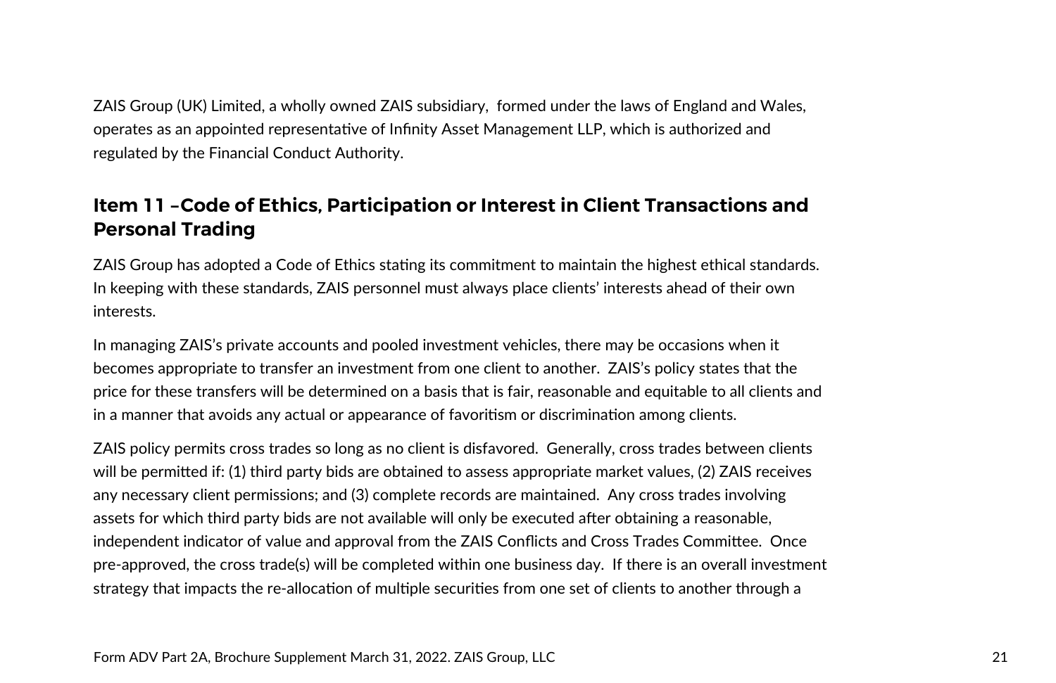ZAIS Group (UK) Limited, a wholly owned ZAIS subsidiary, formed under the laws of England and Wales, operates as an appointed representative of Infinity Asset Management LLP, which is authorized and regulated by the Financial Conduct Authority.

## Item 11 –Code of Ethics, Participation or Interest in Client Transactions and Personal Trading

ZAIS Group has adopted a Code of Ethics stating its commitment to maintain the highest ethical standards. In keeping with these standards, ZAIS personnel must always place clients' interests ahead of their own interests.

In managing ZAIS's private accounts and pooled investment vehicles, there may be occasions when it becomes appropriate to transfer an investment from one client to another. ZAIS's policy states that the price for these transfers will be determined on a basis that is fair, reasonable and equitable to all clients and in a manner that avoids any actual or appearance of favoritism or discrimination among clients.

ZAIS policy permits cross trades so long as no client is disfavored. Generally, cross trades between clients will be permitted if: (1) third party bids are obtained to assess appropriate market values, (2) ZAIS receives any necessary client permissions; and (3) complete records are maintained. Any cross trades involving assets for which third party bids are not available will only be executed after obtaining a reasonable, independent indicator of value and approval from the ZAIS Conflicts and Cross Trades Committee. Once pre-approved, the cross trade(s) will be completed within one business day. If there is an overall investment strategy that impacts the re-allocation of multiple securities from one set of clients to another through a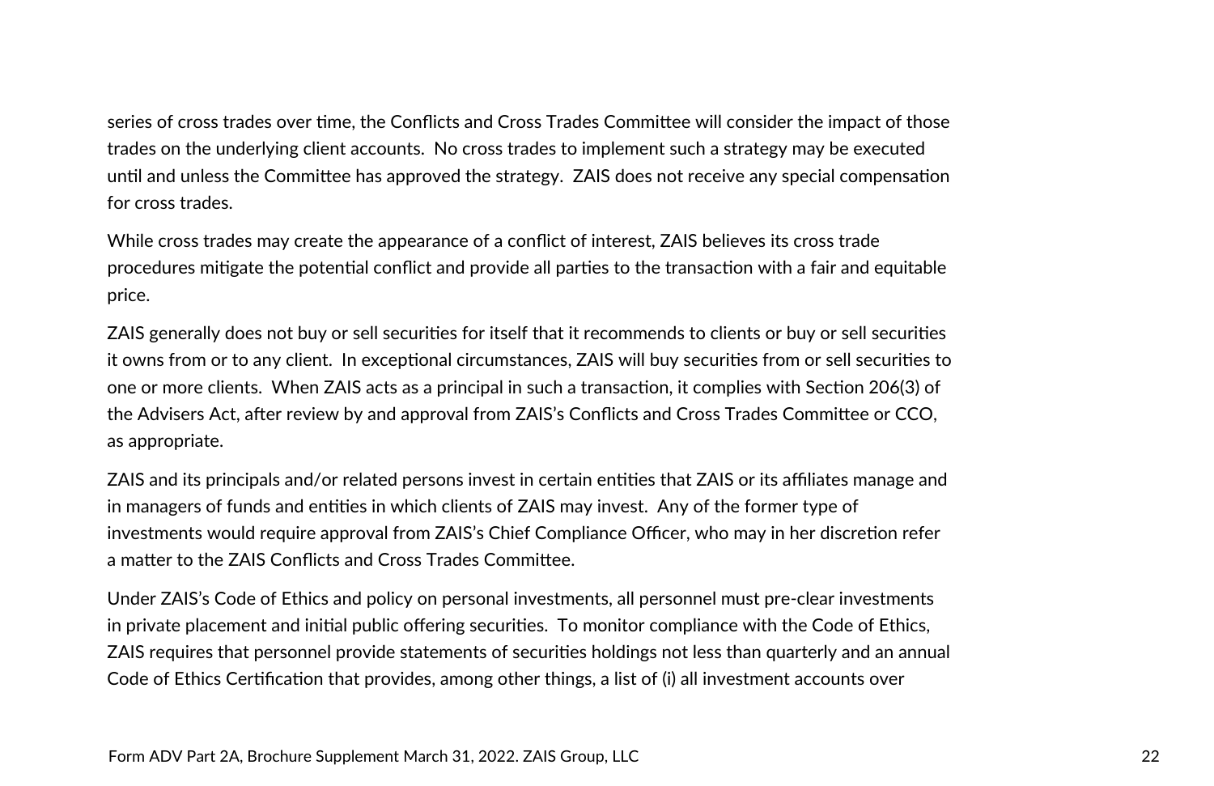series of cross trades over time, the Conflicts and Cross Trades Committee will consider the impact of those trades on the underlying client accounts. No cross trades to implement such a strategy may be executed until and unless the Committee has approved the strategy. ZAIS does not receive any special compensation for cross trades.

While cross trades may create the appearance of a conflict of interest, ZAIS believes its cross trade procedures mitigate the potential conflict and provide all parties to the transaction with a fair and equitable price.

ZAIS generally does not buy or sell securities for itself that it recommends to clients or buy or sell securities it owns from or to any client. In exceptional circumstances, ZAIS will buy securities from or sell securities to one or more clients. When ZAIS acts as a principal in such a transaction, it complies with Section 206(3) of the Advisers Act, after review by and approval from ZAIS's Conflicts and Cross Trades Committee or CCO, as appropriate.

ZAIS and its principals and/or related persons invest in certain entities that ZAIS or its affiliates manage and in managers of funds and entities in which clients of ZAIS may invest. Any of the former type of investments would require approval from ZAIS's Chief Compliance Officer, who may in her discretion refer a matter to the ZAIS Conflicts and Cross Trades Committee.

Under ZAIS's Code of Ethics and policy on personal investments, all personnel must pre-clear investments in private placement and initial public offering securities. To monitor compliance with the Code of Ethics, ZAIS requires that personnel provide statements of securities holdings not less than quarterly and an annual Code of Ethics Certification that provides, among other things, a list of (i) all investment accounts over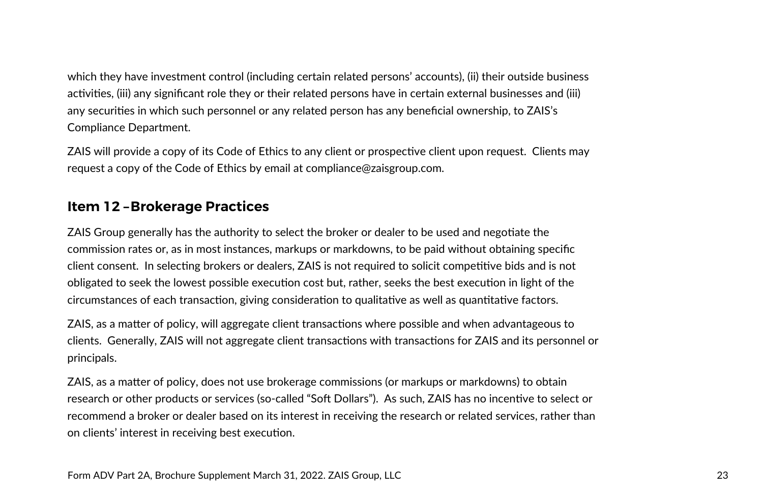which they have investment control (including certain related persons' accounts), (ii) their outside business activities, (iii) any significant role they or their related persons have in certain external businesses and (iii) any securities in which such personnel or any related person has any beneficial ownership, to ZAIS's Compliance Department.

ZAIS will provide a copy of its Code of Ethics to any client or prospective client upon request. Clients may request a copy of the Code of Ethics by email at compliance@zaisgroup.com.

## Item 12 –Brokerage Practices

ZAIS Group generally has the authority to select the broker or dealer to be used and negotiate the commission rates or, as in most instances, markups or markdowns, to be paid without obtaining specific client consent. In selecting brokers or dealers, ZAIS is not required to solicit competitive bids and is not obligated to seek the lowest possible execution cost but, rather, seeks the best execution in light of the circumstances of each transaction, giving consideration to qualitative as well as quantitative factors.

ZAIS, as a matter of policy, will aggregate client transactions where possible and when advantageous to clients. Generally, ZAIS will not aggregate client transactions with transactions for ZAIS and its personnel or principals.

ZAIS, as a matter of policy, does not use brokerage commissions (or markups or markdowns) to obtain research or other products or services (so-called "Soft Dollars"). As such, ZAIS has no incentive to select or recommend a broker or dealer based on its interest in receiving the research or related services, rather than on clients' interest in receiving best execution.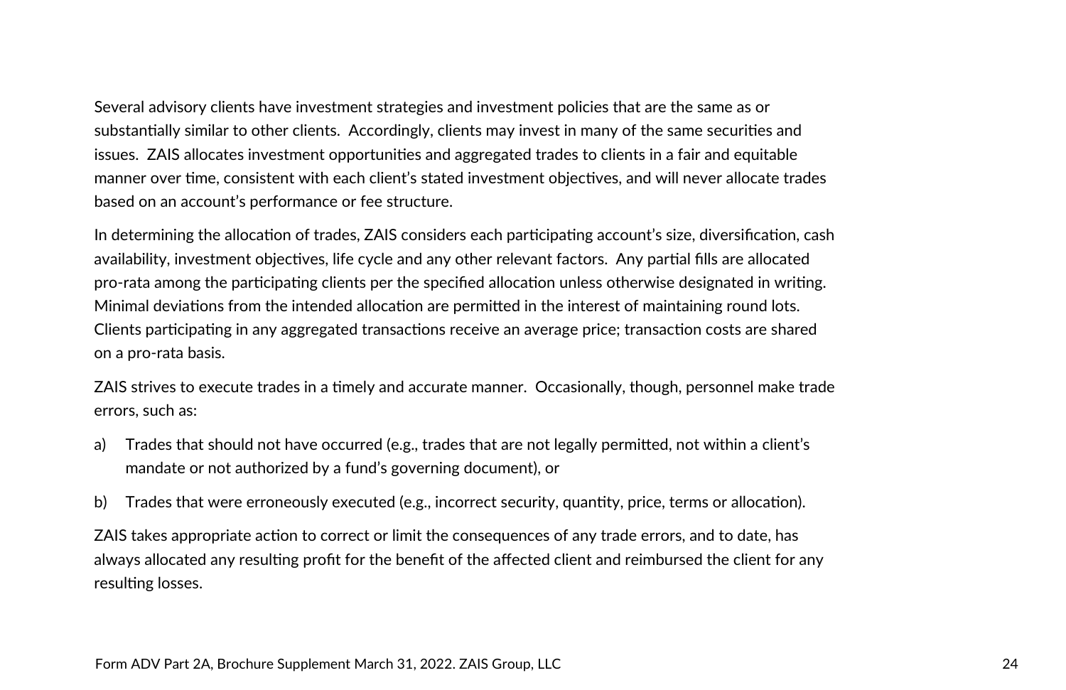Several advisory clients have investment strategies and investment policies that are the same as or substantially similar to other clients. Accordingly, clients may invest in many of the same securities and issues. ZAIS allocates investment opportunities and aggregated trades to clients in a fair and equitable manner over time, consistent with each client's stated investment objectives, and will never allocate trades based on an account's performance or fee structure.

In determining the allocation of trades, ZAIS considers each participating account's size, diversification, cash availability, investment objectives, life cycle and any other relevant factors. Any partial fills are allocated pro-rata among the participating clients per the specified allocation unless otherwise designated in writing. Minimal deviations from the intended allocation are permitted in the interest of maintaining round lots. Clients participating in any aggregated transactions receive an average price; transaction costs are shared on a pro-rata basis.

ZAIS strives to execute trades in a timely and accurate manner. Occasionally, though, personnel make trade errors, such as:

a) Trades that should not have occurred (e.g., trades that are not legally permitted, not within a client's mandate or not authorized by a fund's governing document), or

b) Trades that were erroneously executed (e.g., incorrect security, quantity, price, terms or allocation).

ZAIS takes appropriate action to correct or limit the consequences of any trade errors, and to date, has always allocated any resulting profit for the benefit of the affected client and reimbursed the client for any resulting losses.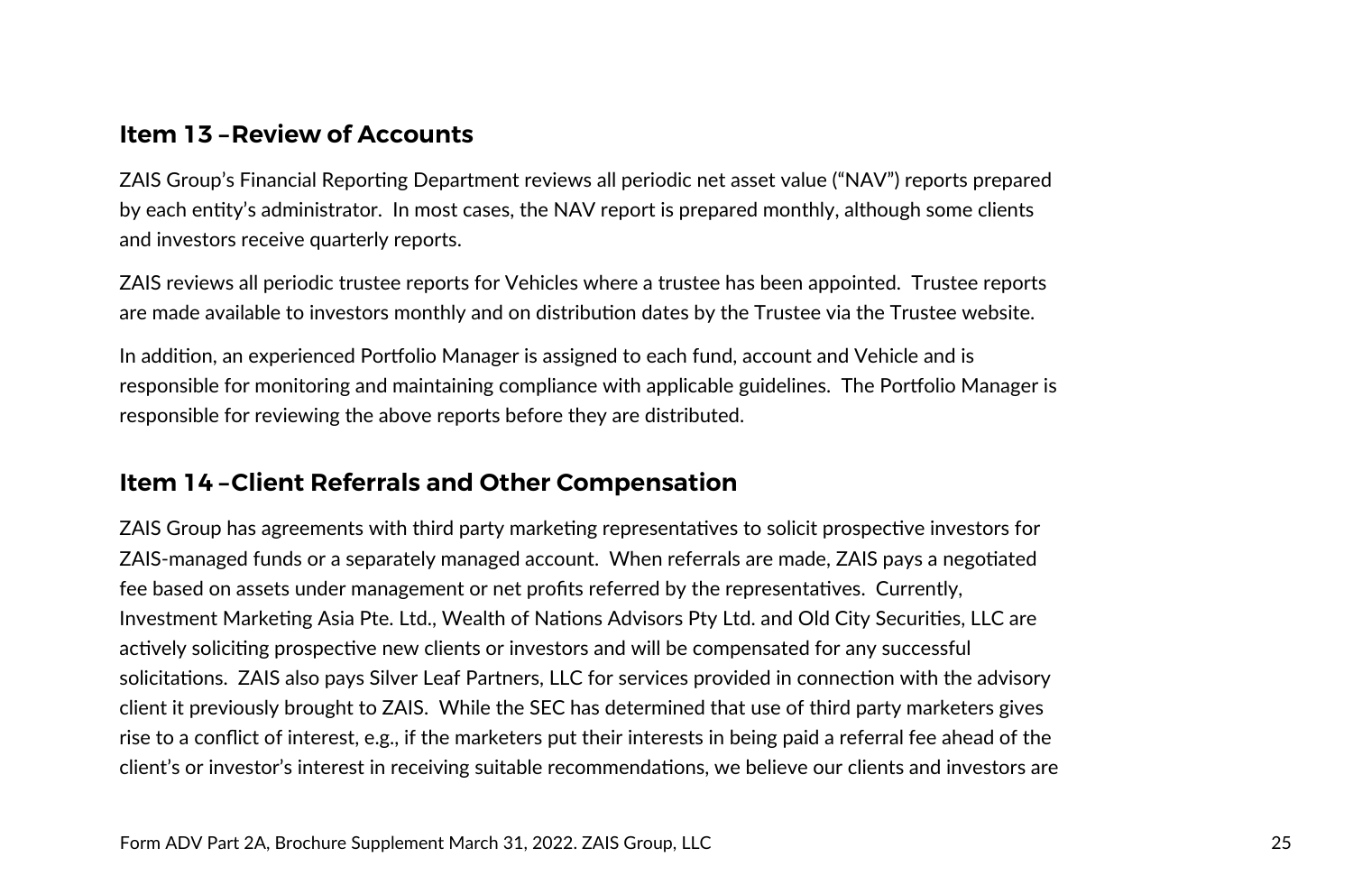## Item 13 –Review of Accounts

ZAIS Group's Financial Reporting Department reviews all periodic net asset value ("NAV") reports prepared by each entity's administrator. In most cases, the NAV report is prepared monthly, although some clients and investors receive quarterly reports.

ZAIS reviews all periodic trustee reports for Vehicles where a trustee has been appointed. Trustee reports are made available to investors monthly and on distribution dates by the Trustee via the Trustee website.

In addition, an experienced Portfolio Manager is assigned to each fund, account and Vehicle and is responsible for monitoring and maintaining compliance with applicable guidelines. The Portfolio Manager is responsible for reviewing the above reports before they are distributed.

## Item 14 –Client Referrals and Other Compensation

ZAIS Group has agreements with third party marketing representatives to solicit prospective investors for ZAIS-managed funds or a separately managed account. When referrals are made, ZAIS pays a negotiated fee based on assets under management or net profits referred by the representatives. Currently, Investment Marketing Asia Pte. Ltd., Wealth of Nations Advisors Pty Ltd. and Old City Securities, LLC are actively soliciting prospective new clients or investors and will be compensated for any successful solicitations. ZAIS also pays Silver Leaf Partners, LLC for services provided in connection with the advisory client it previously brought to ZAIS. While the SEC has determined that use of third party marketers gives rise to a conflict of interest, e.g., if the marketers put their interests in being paid a referral fee ahead of the client's or investor's interest in receiving suitable recommendations, we believe our clients and investors are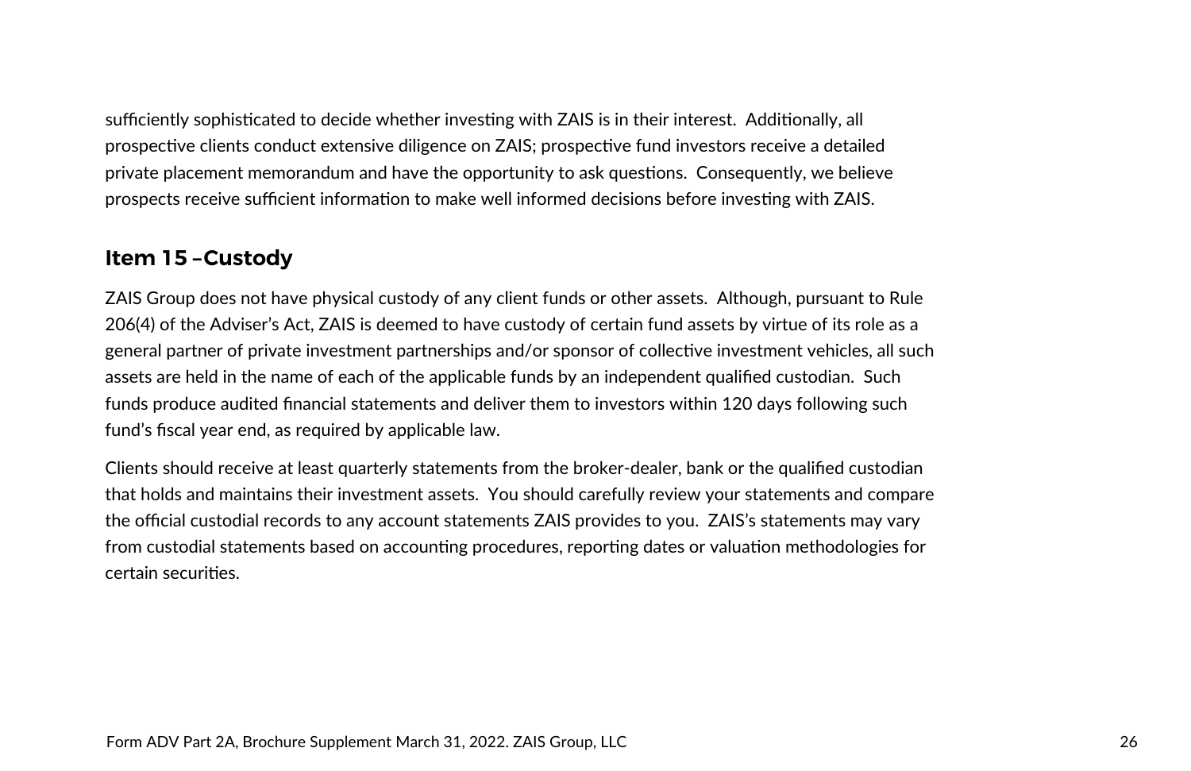sufficiently sophisticated to decide whether investing with ZAIS is in their interest. Additionally, all prospective clients conduct extensive diligence on ZAIS; prospective fund investors receive a detailed private placement memorandum and have the opportunity to ask questions. Consequently, we believe prospects receive sufficient information to make well informed decisions before investing with ZAIS.

## Item 15 –Custody

ZAIS Group does not have physical custody of any client funds or other assets. Although, pursuant to Rule 206(4) of the Adviser's Act, ZAIS is deemed to have custody of certain fund assets by virtue of its role as a general partner of private investment partnerships and/or sponsor of collective investment vehicles, all such assets are held in the name of each of the applicable funds by an independent qualified custodian. Such funds produce audited financial statements and deliver them to investors within 120 days following such fund's fiscal year end, as required by applicable law.

Clients should receive at least quarterly statements from the broker-dealer, bank or the qualified custodian that holds and maintains their investment assets. You should carefully review your statements and compare the official custodial records to any account statements ZAIS provides to you. ZAIS's statements may vary from custodial statements based on accounting procedures, reporting dates or valuation methodologies for certain securities.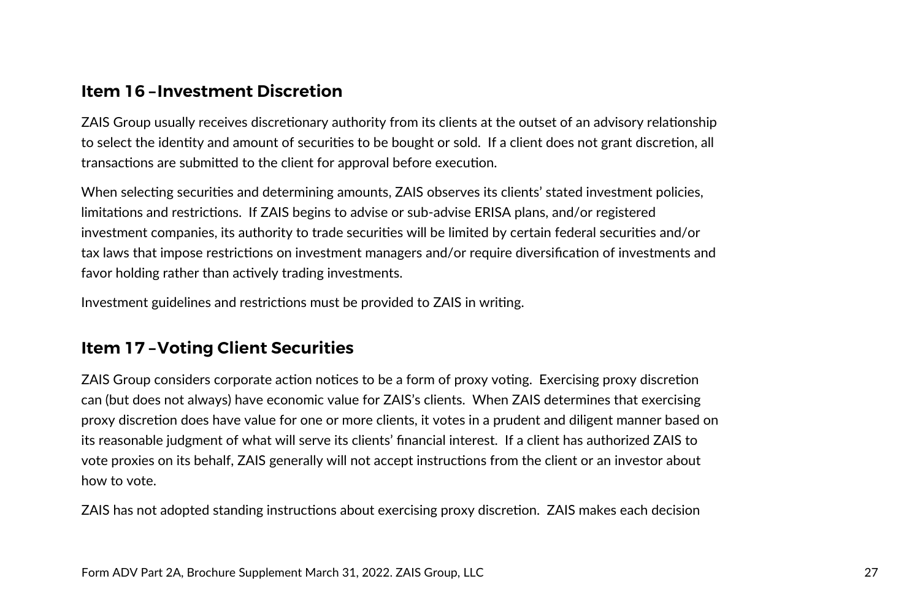## Item 16 – Investment Discretion

ZAIS Group usually receives discretionary authority from its clients at the outset of an advisory relationship to select the identity and amount of securities to be bought or sold. If a client does not grant discretion, all transactions are submitted to the client for approval before execution.

When selecting securities and determining amounts, ZAIS observes its clients' stated investment policies, limitations and restrictions. If ZAIS begins to advise or sub-advise ERISA plans, and/or registered investment companies, its authority to trade securities will be limited by certain federal securities and/or tax laws that impose restrictions on investment managers and/or require diversification of investments and favor holding rather than actively trading investments.

Investment guidelines and restrictions must be provided to ZAIS in writing.

## Item 17 – Voting Client Securities

ZAIS Group considers corporate action notices to be a form of proxy voting. Exercising proxy discretion can (but does not always) have economic value for ZAIS's clients. When ZAIS determines that exercising proxy discretion does have value for one or more clients, it votes in a prudent and diligent manner based on its reasonable judgment of what will serve its clients' financial interest. If a client has authorized ZAIS to vote proxies on its behalf, ZAIS generally will not accept instructions from the client or an investor about how to vote.

ZAIS has not adopted standing instructions about exercising proxy discretion. ZAIS makes each decision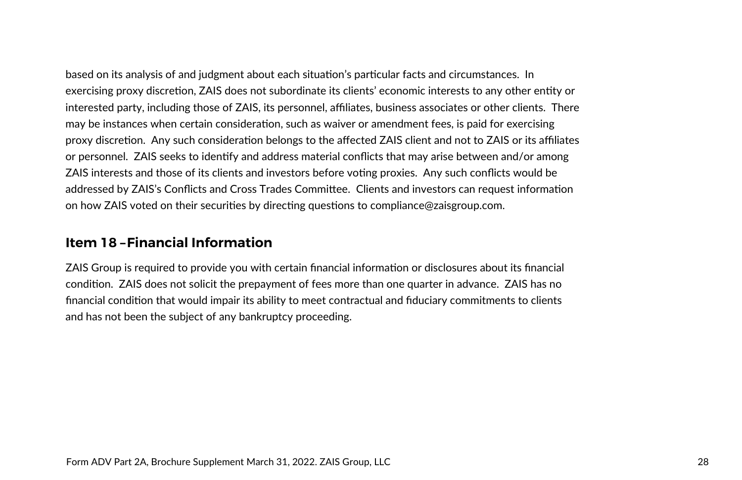based on its analysis of and judgment about each situation's particular facts and circumstances. In exercising proxy discretion, ZAIS does not subordinate its clients' economic interests to any other entity or interested party, including those of ZAIS, its personnel, affiliates, business associates or other clients. There may be instances when certain consideration, such as waiver or amendment fees, is paid for exercising proxy discretion. Any such consideration belongs to the affected ZAIS client and not to ZAIS or its affiliates or personnel. ZAIS seeks to identify and address material conflicts that may arise between and/or among ZAIS interests and those of its clients and investors before voting proxies. Any such conflicts would be addressed by ZAIS's Conflicts and Cross Trades Committee. Clients and investors can request information on how ZAIS voted on their securities by directing questions to compliance@zaisgroup.com.

## Item 18 –Financial Information

ZAIS Group is required to provide you with certain financial information or disclosures about its financial condition. ZAIS does not solicit the prepayment of fees more than one quarter in advance. ZAIS has no financial condition that would impair its ability to meet contractual and fiduciary commitments to clients and has not been the subject of any bankruptcy proceeding.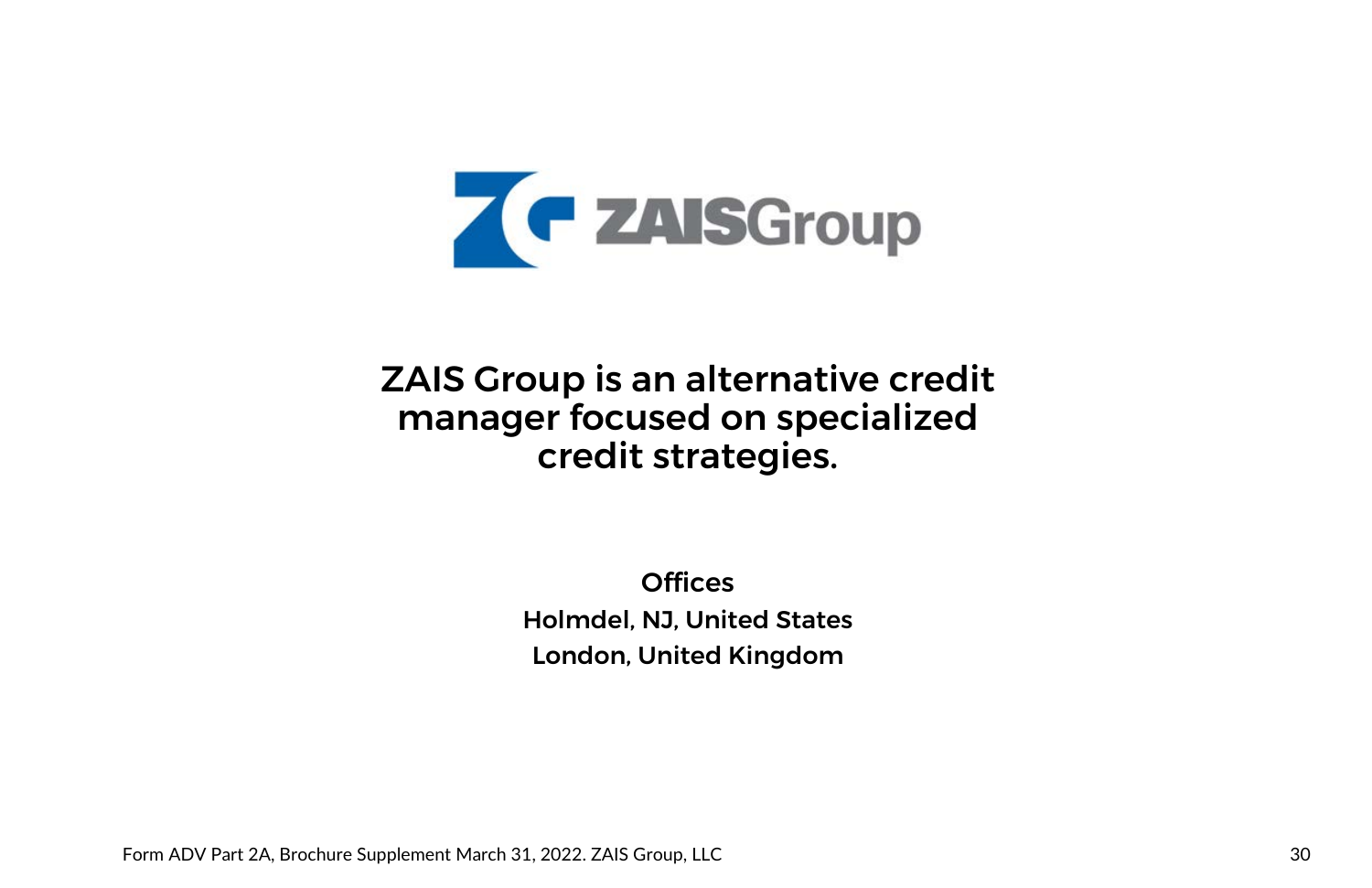ZAIS Group

**ZAIS Group is an alternative credit manager focused on specialized credit strategies.**

**Offices**

**Holmdel, NJ, United States**

**London, United Kingdom**